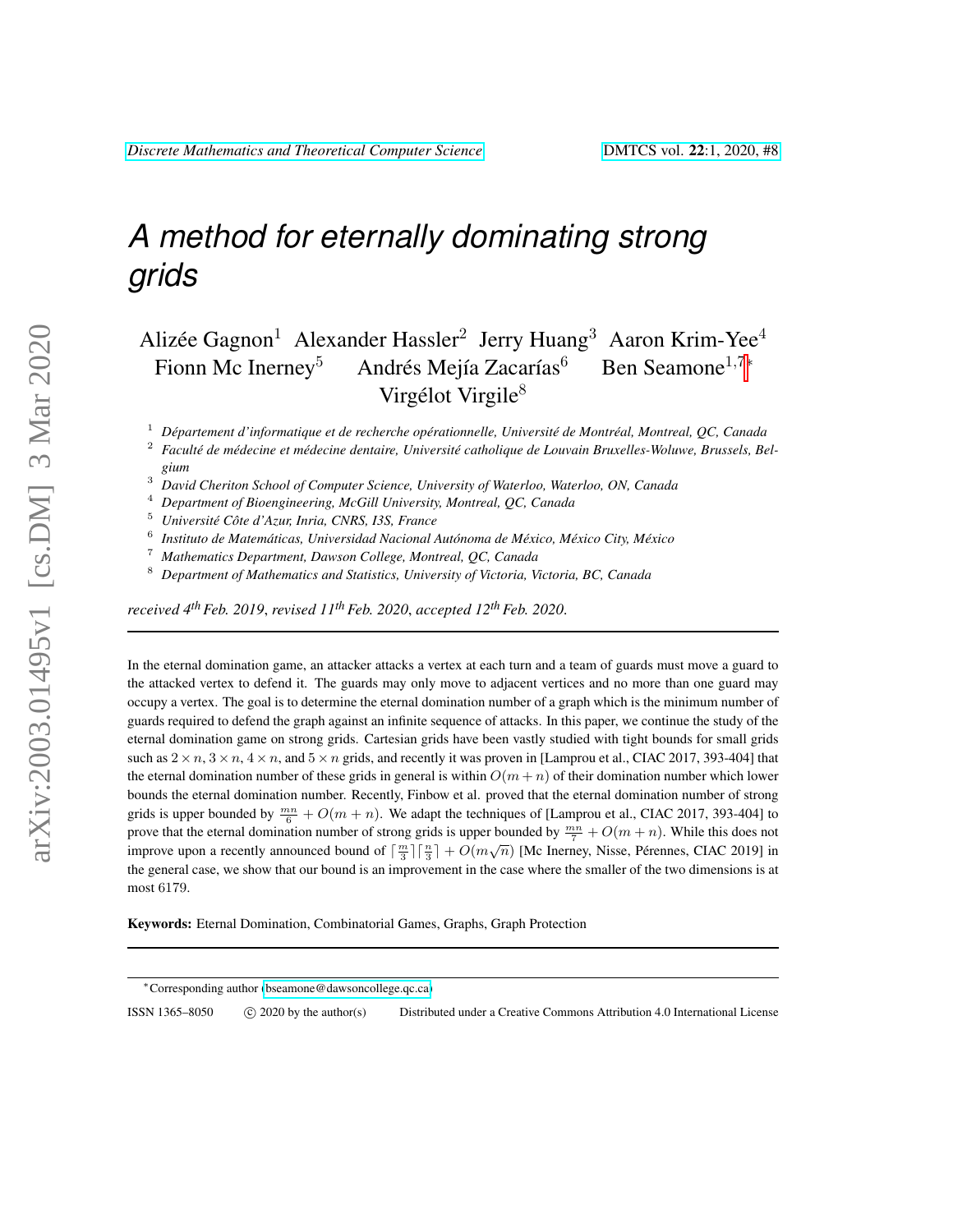# A method for eternally dominating strong grids

Alizée Gagnon[1] Alexander Hassler[2] Jerry Huang[3] Aaron Krim-Yee[4] Fionn Mc Inerney[5] Andrés Mejía Zacarías[6] Ben Seamone[1,7]* Virgélot Virgile[8]

[1] *Département d'informatique et de recherche opérationnelle, Université de Montréal, Montreal, QC, Canada*
[2] *Faculté de médecine et médecine dentaire, Université catholique de Louvain Bruxelles-Woluwe, Brussels, Belgium*
[3] *David Cheriton School of Computer Science, University of Waterloo, Waterloo, ON, Canada*
[4] *Department of Bioengineering, McGill University, Montreal, QC, Canada*
[5] *Université Côte d'Azur, Inria, CNRS, I3S, France*
[6] *Instituto de Matemáticas, Universidad Nacional Autónoma de México, México City, México*
[7] *Mathematics Department, Dawson College, Montreal, QC, Canada*
[8] *Department of Mathematics and Statistics, University of Victoria, Victoria, BC, Canada*

*received 4th Feb. 2019, revised 11th Feb. 2020, accepted 12th Feb. 2020.*

---

In the eternal domination game, an attacker attacks a vertex at each turn and a team of guards must move a guard to the attacked vertex to defend it. The guards may only move to adjacent vertices and no more than one guard may occupy a vertex. The goal is to determine the eternal domination number of a graph which is the minimum number of guards required to defend the graph against an infinite sequence of attacks. In this paper, we continue the study of the eternal domination game on strong grids. Cartesian grids have been vastly studied with tight bounds for small grids such as $2 \times n$, $3 \times n$, $4 \times n$, and $5 \times n$ grids, and recently it was proven in [Lamprou et al., CIAC 2017, 393-404] that the eternal domination number of these grids in general is within $O(m + n)$ of their domination number which lower bounds the eternal domination number. Recently, Finbow et al. proved that the eternal domination number of strong grids is upper bounded by $\frac{mn}{6} + O(m + n)$. We adapt the techniques of [Lamprou et al., CIAC 2017, 393-404] to prove that the eternal domination number of strong grids is upper bounded by $\frac{mn}{7} + O(m + n)$. While this does not improve upon a recently announced bound of $\lceil \frac{m}{3} \rceil \lceil \frac{n}{3} \rceil + O(m\sqrt{n})$ [Mc Inerney, Nisse, Pérennes, CIAC 2019] in the general case, we show that our bound is an improvement in the case where the smaller of the two dimensions is at most 6179.

**Keywords:** Eternal Domination, Combinatorial Games, Graphs, Graph Protection

---

*Corresponding author (bseamone@dawsoncollege.qc.ca)

ISSN 1365–8050 © 2020 by the author(s) Distributed under a Creative Commons Attribution 4.0 International License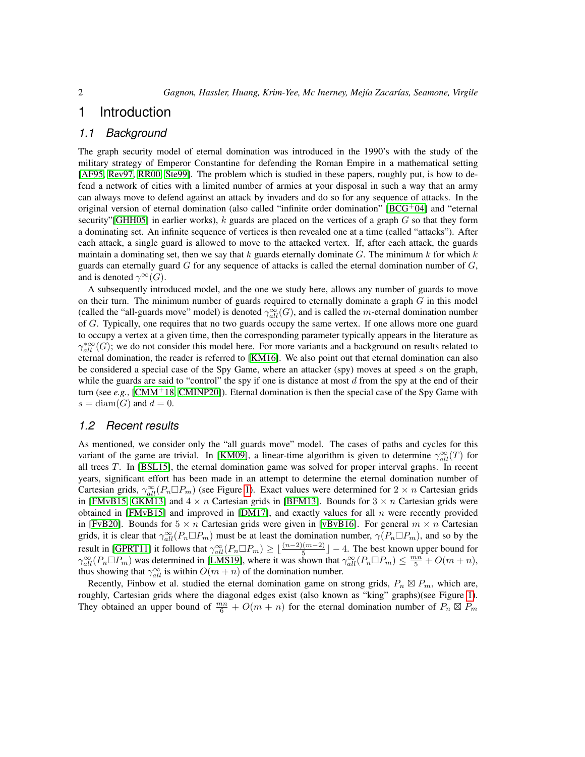# 1 Introduction

## 1.1 Background

The graph security model of eternal domination was introduced in the 1990's with the study of the military strategy of Emperor Constantine for defending the Roman Empire in a mathematical setting [AF95, Rev97, RR00, Ste99]. The problem which is studied in these papers, roughly put, is how to defend a network of cities with a limited number of armies at your disposal in such a way that an army can always move to defend against an attack by invaders and do so for any sequence of attacks. In the original version of eternal domination (also called "infinite order domination" [BCG+04] and "eternal security"[GHH05] in earlier works), $k$ guards are placed on the vertices of a graph $G$ so that they form a dominating set. An infinite sequence of vertices is then revealed one at a time (called "attacks"). After each attack, a single guard is allowed to move to the attacked vertex. If, after each attack, the guards maintain a dominating set, then we say that $k$ guards eternally dominate $G$. The minimum $k$ for which $k$ guards can eternally guard $G$ for any sequence of attacks is called the eternal domination number of $G$, and is denoted $\gamma^{\infty}(G)$.

A subsequently introduced model, and the one we study here, allows any number of guards to move on their turn. The minimum number of guards required to eternally dominate a graph $G$ in this model (called the "all-guards move" model) is denoted $\gamma_{all}^{\infty}(G)$, and is called the $m$-eternal domination number of $G$. Typically, one requires that no two guards occupy the same vertex. If one allows more one guard to occupy a vertex at a given time, then the corresponding parameter typically appears in the literature as $\gamma_{all}^{*\infty}(G)$; we do not consider this model here. For more variants and a background on results related to eternal domination, the reader is referred to [KM16]. We also point out that eternal domination can also be considered a special case of the Spy Game, where an attacker (spy) moves at speed $s$ on the graph, while the guards are said to "control" the spy if one is distance at most $d$ from the spy at the end of their turn (see *e.g.*, [CMM+18, CMINP20]). Eternal domination is then the special case of the Spy Game with $s = \mathrm{diam}(G)$ and $d = 0$.

## 1.2 Recent results

As mentioned, we consider only the "all guards move" model. The cases of paths and cycles for this variant of the game are trivial. In [KM09], a linear-time algorithm is given to determine $\gamma_{all}^{\infty}(T)$ for all trees $T$. In [BSL15], the eternal domination game was solved for proper interval graphs. In recent years, significant effort has been made in an attempt to determine the eternal domination number of Cartesian grids, $\gamma_{all}^{\infty}(P_n \Box P_m)$ (see Figure 1). Exact values were determined for $2 \times n$ Cartesian grids in [FMvB15, GKM13] and $4 \times n$ Cartesian grids in [BFM13]. Bounds for $3 \times n$ Cartesian grids were obtained in [FMvB15] and improved in [DM17], and exactly values for all $n$ were recently provided in [FvB20]. Bounds for $5 \times n$ Cartesian grids were given in [vBvB16]. For general $m \times n$ Cartesian grids, it is clear that $\gamma_{all}^{\infty}(P_n \Box P_m)$ must be at least the domination number, $\gamma(P_n \Box P_m)$, and so by the result in [GPRT11] it follows that $\gamma_{all}^{\infty}(P_n \Box P_m) \geq \lfloor \frac{(n-2)(m-2)}{5} \rfloor - 4$. The best known upper bound for $\gamma_{all}^{\infty}(P_n \Box P_m)$ was determined in [LMS19], where it was shown that $\gamma_{all}^{\infty}(P_n \Box P_m) \leq \frac{mn}{5} + O(m+n)$, thus showing that $\gamma_{all}^{\infty}$ is within $O(m+n)$ of the domination number.

Recently, Finbow et al. studied the eternal domination game on strong grids, $P_n \boxtimes P_m$, which are, roughly, Cartesian grids where the diagonal edges exist (also known as "king" graphs)(see Figure 1). They obtained an upper bound of $\frac{mn}{6} + O(m+n)$ for the eternal domination number of $P_n \boxtimes P_m$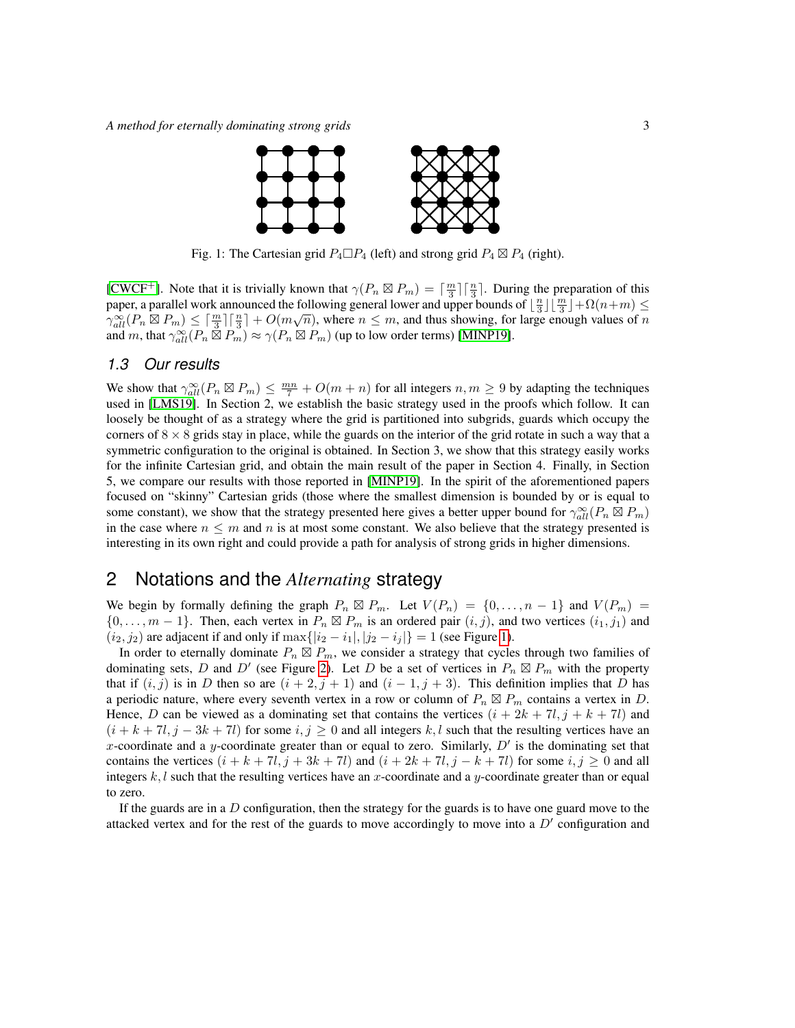Fig. 1: The Cartesian grid $P_4 \square P_4$ (left) and strong grid $P_4 \boxtimes P_4$ (right).

[CWCF+]. Note that it is trivially known that $\gamma(P_n \boxtimes P_m) = \lceil \frac{m}{3} \rceil \lceil \frac{n}{3} \rceil$. During the preparation of this paper, a parallel work announced the following general lower and upper bounds of $\lfloor \frac{n}{3} \rfloor \lfloor \frac{m}{3} \rfloor + \Omega(n+m) \leq \gamma_{all}^{\infty}(P_n \boxtimes P_m) \leq \lceil \frac{m}{3} \rceil \lceil \frac{n}{3} \rceil + O(m\sqrt{n})$, where $n \leq m$, and thus showing, for large enough values of $n$ and $m$, that $\gamma_{all}^{\infty}(P_n \boxtimes P_m) \approx \gamma(P_n \boxtimes P_m)$ (up to low order terms) [MINP19].

### 1.3 Our results

We show that $\gamma_{all}^{\infty}(P_n \boxtimes P_m) \leq \frac{mn}{7} + O(m+n)$ for all integers $n, m \geq 9$ by adapting the techniques used in [LMS19]. In Section 2, we establish the basic strategy used in the proofs which follow. It can loosely be thought of as a strategy where the grid is partitioned into subgrids, guards which occupy the corners of $8 \times 8$ grids stay in place, while the guards on the interior of the grid rotate in such a way that a symmetric configuration to the original is obtained. In Section 3, we show that this strategy easily works for the infinite Cartesian grid, and obtain the main result of the paper in Section 4. Finally, in Section 5, we compare our results with those reported in [MINP19]. In the spirit of the aforementioned papers focused on "skinny" Cartesian grids (those where the smallest dimension is bounded by or is equal to some constant), we show that the strategy presented here gives a better upper bound for $\gamma_{all}^{\infty}(P_n \boxtimes P_m)$ in the case where $n \leq m$ and $n$ is at most some constant. We also believe that the strategy presented is interesting in its own right and could provide a path for analysis of strong grids in higher dimensions.

## 2 Notations and the *Alternating* strategy

We begin by formally defining the graph $P_n \boxtimes P_m$. Let $V(P_n) = \{0, \ldots, n-1\}$ and $V(P_m) = \{0, \ldots, m-1\}$. Then, each vertex in $P_n \boxtimes P_m$ is an ordered pair $(i, j)$, and two vertices $(i_1, j_1)$ and $(i_2, j_2)$ are adjacent if and only if $\max\{|i_2 - i_1|, |j_2 - i_j|\} = 1$ (see Figure 1).

In order to eternally dominate $P_n \boxtimes P_m$, we consider a strategy that cycles through two families of dominating sets, $D$ and $D'$ (see Figure 2). Let $D$ be a set of vertices in $P_n \boxtimes P_m$ with the property that if $(i, j)$ is in $D$ then so are $(i+2, j+1)$ and $(i-1, j+3)$. This definition implies that $D$ has a periodic nature, where every seventh vertex in a row or column of $P_n \boxtimes P_m$ contains a vertex in $D$. Hence, $D$ can be viewed as a dominating set that contains the vertices $(i + 2k + 7l, j + k + 7l)$ and $(i + k + 7l, j - 3k + 7l)$ for some $i, j \geq 0$ and all integers $k, l$ such that the resulting vertices have an $x$-coordinate and a $y$-coordinate greater than or equal to zero. Similarly, $D'$ is the dominating set that contains the vertices $(i + k + 7l, j + 3k + 7l)$ and $(i + 2k + 7l, j - k + 7l)$ for some $i, j \geq 0$ and all integers $k, l$ such that the resulting vertices have an $x$-coordinate and a $y$-coordinate greater than or equal to zero.

If the guards are in a $D$ configuration, then the strategy for the guards is to have one guard move to the attacked vertex and for the rest of the guards to move accordingly to move into a $D'$ configuration and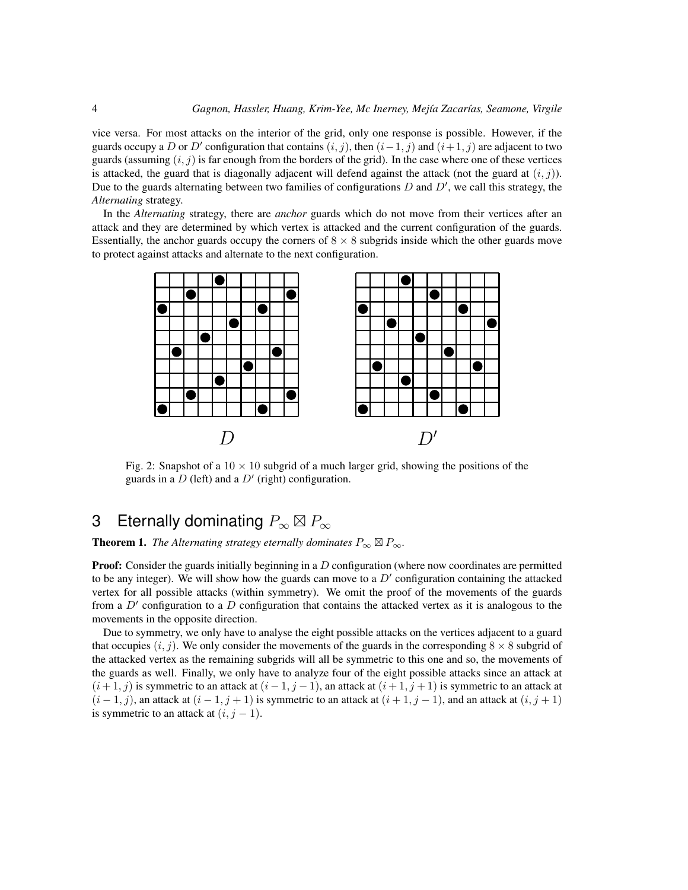vice versa. For most attacks on the interior of the grid, only one response is possible. However, if the guards occupy a $D$ or $D'$ configuration that contains $(i, j)$, then $(i-1, j)$ and $(i+1, j)$ are adjacent to two guards (assuming $(i, j)$ is far enough from the borders of the grid). In the case where one of these vertices is attacked, the guard that is diagonally adjacent will defend against the attack (not the guard at $(i, j)$). Due to the guards alternating between two families of configurations $D$ and $D'$, we call this strategy, the *Alternating* strategy.

In the *Alternating* strategy, there are *anchor* guards which do not move from their vertices after an attack and they are determined by which vertex is attacked and the current configuration of the guards. Essentially, the anchor guards occupy the corners of $8 \times 8$ subgrids inside which the other guards move to protect against attacks and alternate to the next configuration.

Fig. 2: Snapshot of a $10 \times 10$ subgrid of a much larger grid, showing the positions of the guards in a $D$ (left) and a $D'$ (right) configuration.

## 3 Eternally dominating $P_\infty \boxtimes P_\infty$

**Theorem 1.** *The Alternating strategy eternally dominates $P_\infty \boxtimes P_\infty$.*

**Proof:** Consider the guards initially beginning in a $D$ configuration (where now coordinates are permitted to be any integer). We will show how the guards can move to a $D'$ configuration containing the attacked vertex for all possible attacks (within symmetry). We omit the proof of the movements of the guards from a $D'$ configuration to a $D$ configuration that contains the attacked vertex as it is analogous to the movements in the opposite direction.

Due to symmetry, we only have to analyse the eight possible attacks on the vertices adjacent to a guard that occupies $(i, j)$. We only consider the movements of the guards in the corresponding $8 \times 8$ subgrid of the attacked vertex as the remaining subgrids will all be symmetric to this one and so, the movements of the guards as well. Finally, we only have to analyze four of the eight possible attacks since an attack at $(i+1, j)$ is symmetric to an attack at $(i-1, j-1)$, an attack at $(i+1, j+1)$ is symmetric to an attack at $(i-1, j)$, an attack at $(i-1, j+1)$ is symmetric to an attack at $(i+1, j-1)$, and an attack at $(i, j+1)$ is symmetric to an attack at $(i, j-1)$.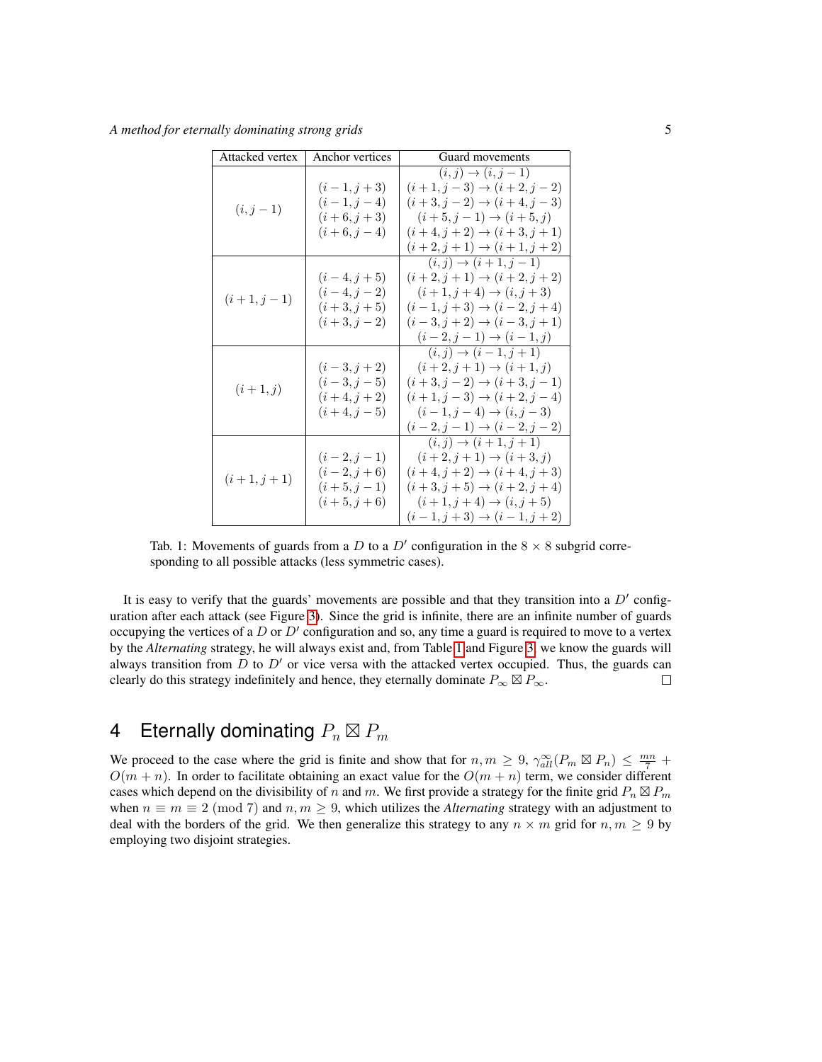| Attacked vertex | Anchor vertices | Guard movements |
|---|---|---|
| $(i, j-1)$ | $(i-1, j+3)$ <br> $(i-1, j-4)$ <br> $(i+6, j+3)$ <br> $(i+6, j-4)$ | $(i,j) \rightarrow (i, j-1)$ <br> $(i+1, j-3) \rightarrow (i+2, j-2)$ <br> $(i+3, j-2) \rightarrow (i+4, j-3)$ <br> $(i+5, j-1) \rightarrow (i+5, j)$ <br> $(i+4, j+2) \rightarrow (i+3, j+1)$ <br> $(i+2, j+1) \rightarrow (i+1, j+2)$ |
| $(i+1, j-1)$ | $(i-4, j+5)$ <br> $(i-4, j-2)$ <br> $(i+3, j+5)$ <br> $(i+3, j-2)$ | $(i,j) \rightarrow (i+1, j-1)$ <br> $(i+2, j+1) \rightarrow (i+2, j+2)$ <br> $(i+1, j+4) \rightarrow (i, j+3)$ <br> $(i-1, j+3) \rightarrow (i-2, j+4)$ <br> $(i-3, j+2) \rightarrow (i-3, j+1)$ <br> $(i-2, j-1) \rightarrow (i-1, j)$ |
| $(i+1, j)$ | $(i-3, j+2)$ <br> $(i-3, j-5)$ <br> $(i+4, j+2)$ <br> $(i+4, j-5)$ | $(i,j) \rightarrow (i-1, j+1)$ <br> $(i+2, j+1) \rightarrow (i+1, j)$ <br> $(i+3, j-2) \rightarrow (i+3, j-1)$ <br> $(i+1, j-3) \rightarrow (i+2, j-4)$ <br> $(i-1, j-4) \rightarrow (i, j-3)$ <br> $(i-2, j-1) \rightarrow (i-2, j-2)$ |
| $(i+1, j+1)$ | $(i-2, j-1)$ <br> $(i-2, j+6)$ <br> $(i+5, j-1)$ <br> $(i+5, j+6)$ | $(i,j) \rightarrow (i+1, j+1)$ <br> $(i+2, j+1) \rightarrow (i+3, j)$ <br> $(i+4, j+2) \rightarrow (i+4, j+3)$ <br> $(i+3, j+5) \rightarrow (i+2, j+4)$ <br> $(i+1, j+4) \rightarrow (i, j+5)$ <br> $(i-1, j+3) \rightarrow (i-1, j+2)$ |

Tab. 1: Movements of guards from a $D$ to a $D'$ configuration in the $8 \times 8$ subgrid corresponding to all possible attacks (less symmetric cases).

It is easy to verify that the guards' movements are possible and that they transition into a $D'$ configuration after each attack (see Figure 3). Since the grid is infinite, there are an infinite number of guards occupying the vertices of a $D$ or $D'$ configuration and so, any time a guard is required to move to a vertex by the *Alternating* strategy, he will always exist and, from Table 1 and Figure 3, we know the guards will always transition from $D$ to $D'$ or vice versa with the attacked vertex occupied. Thus, the guards can clearly do this strategy indefinitely and hence, they eternally dominate $P_\infty \boxtimes P_\infty$. □

# 4 Eternally dominating $P_n \boxtimes P_m$

We proceed to the case where the grid is finite and show that for $n, m \geq 9$, $\gamma_{all}^{\infty}(P_m \boxtimes P_n) \leq \frac{mn}{7} + O(m+n)$. In order to facilitate obtaining an exact value for the $O(m+n)$ term, we consider different cases which depend on the divisibility of $n$ and $m$. We first provide a strategy for the finite grid $P_n \boxtimes P_m$ when $n \equiv m \equiv 2 \pmod 7$ and $n, m \geq 9$, which utilizes the *Alternating* strategy with an adjustment to deal with the borders of the grid. We then generalize this strategy to any $n \times m$ grid for $n, m \geq 9$ by employing two disjoint strategies.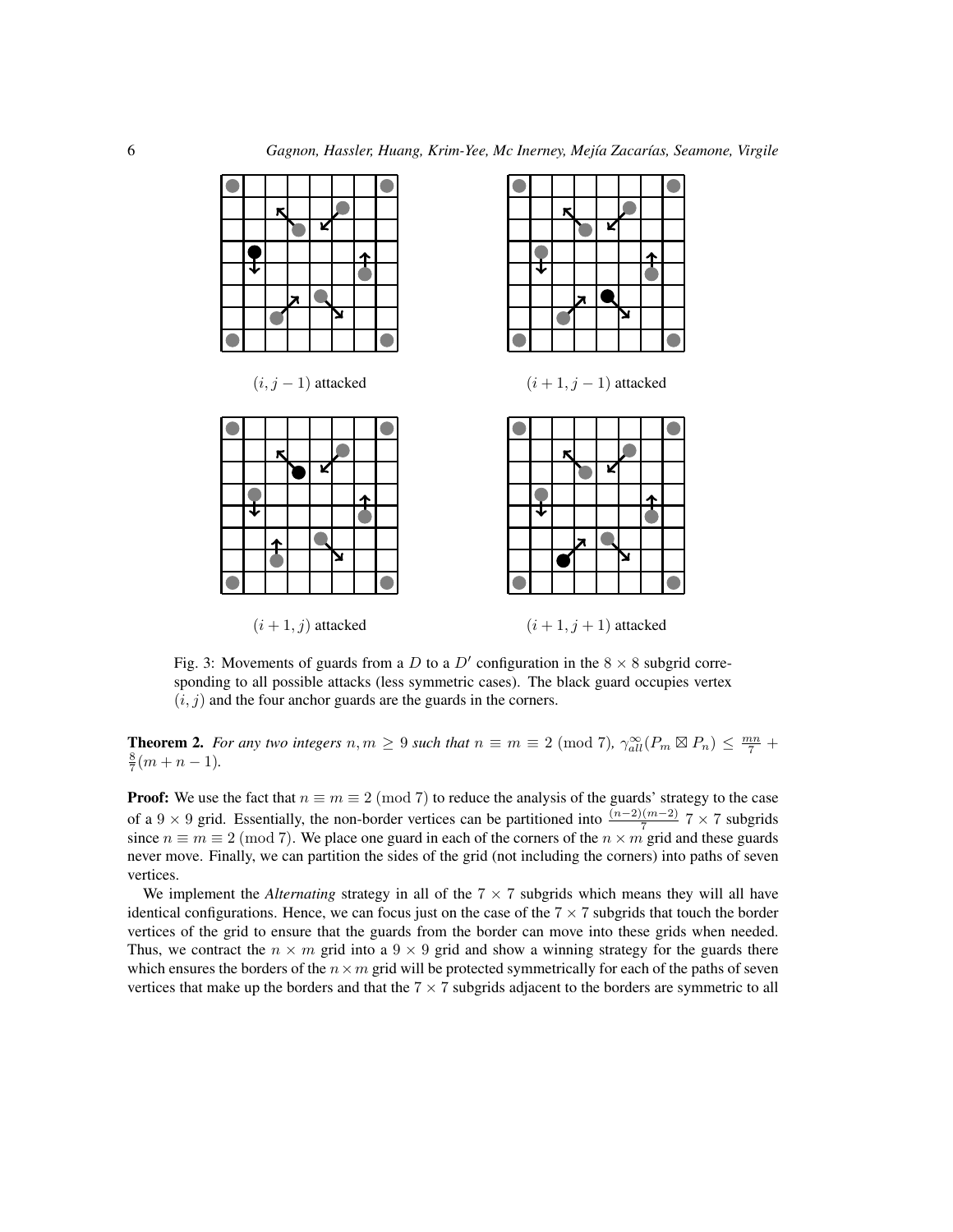$(i, j-1)$ attacked

$(i+1, j-1)$ attacked

$(i+1, j)$ attacked

$(i+1, j+1)$ attacked

Fig. 3: Movements of guards from a $D$ to a $D'$ configuration in the $8 \times 8$ subgrid corresponding to all possible attacks (less symmetric cases). The black guard occupies vertex $(i, j)$ and the four anchor guards are the guards in the corners.

**Theorem 2.** *For any two integers $n, m \geq 9$ such that $n \equiv m \equiv 2 \pmod 7$, $\gamma_{all}^{\infty}(P_m \boxtimes P_n) \leq \frac{mn}{7} + \frac{8}{7}(m+n-1)$.*

**Proof:** We use the fact that $n \equiv m \equiv 2 \pmod 7$ to reduce the analysis of the guards' strategy to the case of a $9 \times 9$ grid. Essentially, the non-border vertices can be partitioned into $\frac{(n-2)(m-2)}{7}$ $7 \times 7$ subgrids since $n \equiv m \equiv 2 \pmod 7$. We place one guard in each of the corners of the $n \times m$ grid and these guards never move. Finally, we can partition the sides of the grid (not including the corners) into paths of seven vertices.

We implement the *Alternating* strategy in all of the $7 \times 7$ subgrids which means they will all have identical configurations. Hence, we can focus just on the case of the $7 \times 7$ subgrids that touch the border vertices of the grid to ensure that the guards from the border can move into these grids when needed. Thus, we contract the $n \times m$ grid into a $9 \times 9$ grid and show a winning strategy for the guards there which ensures the borders of the $n \times m$ grid will be protected symmetrically for each of the paths of seven vertices that make up the borders and that the $7 \times 7$ subgrids adjacent to the borders are symmetric to all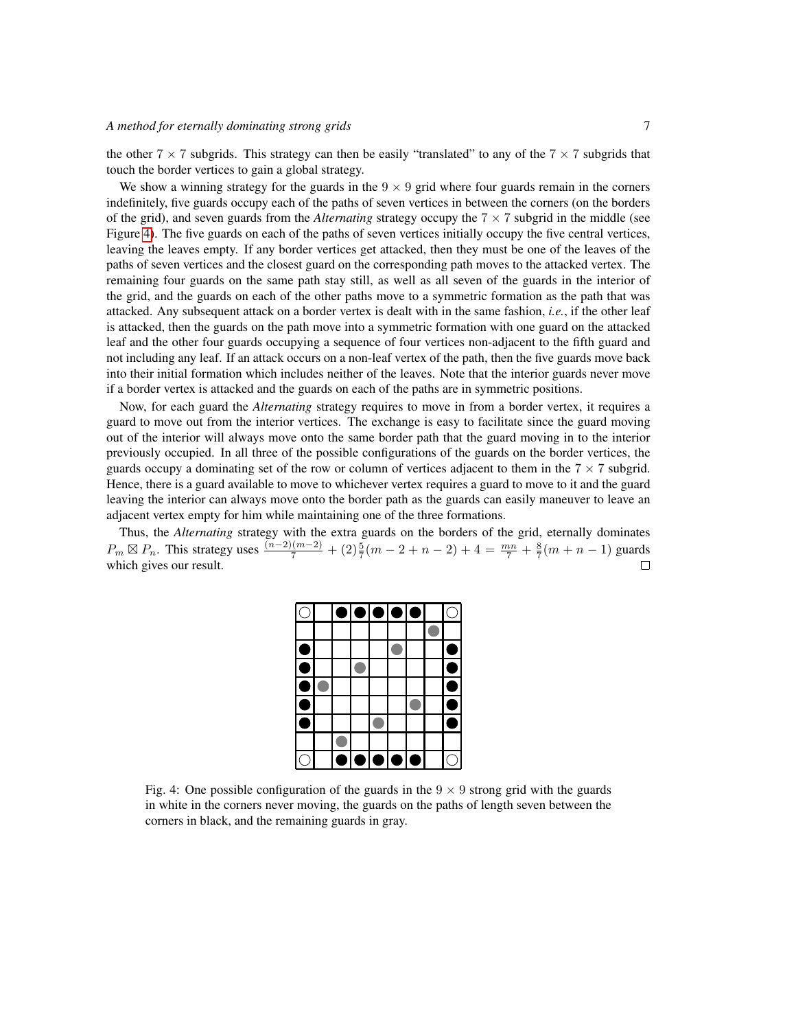the other $7 \times 7$ subgrids. This strategy can then be easily "translated" to any of the $7 \times 7$ subgrids that touch the border vertices to gain a global strategy.

We show a winning strategy for the guards in the $9 \times 9$ grid where four guards remain in the corners indefinitely, five guards occupy each of the paths of seven vertices in between the corners (on the borders of the grid), and seven guards from the *Alternating* strategy occupy the $7 \times 7$ subgrid in the middle (see Figure 4). The five guards on each of the paths of seven vertices initially occupy the five central vertices, leaving the leaves empty. If any border vertices get attacked, then they must be one of the leaves of the paths of seven vertices and the closest guard on the corresponding path moves to the attacked vertex. The remaining four guards on the same path stay still, as well as all seven of the guards in the interior of the grid, and the guards on each of the other paths move to a symmetric formation as the path that was attacked. Any subsequent attack on a border vertex is dealt with in the same fashion, *i.e.*, if the other leaf is attacked, then the guards on the path move into a symmetric formation with one guard on the attacked leaf and the other four guards occupying a sequence of four vertices non-adjacent to the fifth guard and not including any leaf. If an attack occurs on a non-leaf vertex of the path, then the five guards move back into their initial formation which includes neither of the leaves. Note that the interior guards never move if a border vertex is attacked and the guards on each of the paths are in symmetric positions.

Now, for each guard the *Alternating* strategy requires to move in from a border vertex, it requires a guard to move out from the interior vertices. The exchange is easy to facilitate since the guard moving out of the interior will always move onto the same border path that the guard moving in to the interior previously occupied. In all three of the possible configurations of the guards on the border vertices, the guards occupy a dominating set of the row or column of vertices adjacent to them in the $7 \times 7$ subgrid. Hence, there is a guard available to move to whichever vertex requires a guard to move to it and the guard leaving the interior can always move onto the border path as the guards can easily maneuver to leave an adjacent vertex empty for him while maintaining one of the three formations.

Thus, the *Alternating* strategy with the extra guards on the borders of the grid, eternally dominates $P_m \boxtimes P_n$. This strategy uses $\frac{(n-2)(m-2)}{7} + (2)\frac{5}{7}(m-2+n-2) + 4 = \frac{mn}{7} + \frac{8}{7}(m+n-1)$ guards which gives our result. □

Fig. 4: One possible configuration of the guards in the $9 \times 9$ strong grid with the guards in white in the corners never moving, the guards on the paths of length seven between the corners in black, and the remaining guards in gray.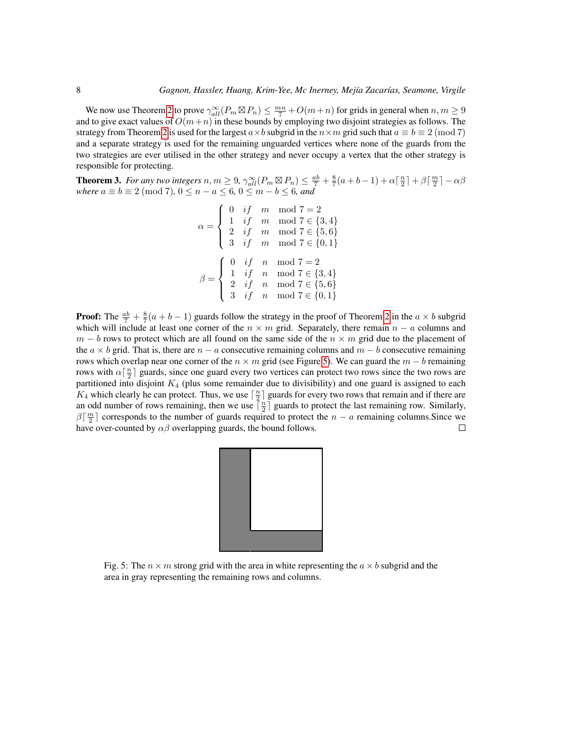We now use Theorem 2 to prove $\gamma_{all}^{\infty}(P_m \boxtimes P_n) \leq \frac{mn}{7} + O(m+n)$ for grids in general when $n, m \geq 9$ and to give exact values of $O(m+n)$ in these bounds by employing two disjoint strategies as follows. The strategy from Theorem 2 is used for the largest $a \times b$ subgrid in the $n \times m$ grid such that $a \equiv b \equiv 2 \pmod 7$ and a separate strategy is used for the remaining unguarded vertices where none of the guards from the two strategies are ever utilised in the other strategy and never occupy a vertex that the other strategy is responsible for protecting.

**Theorem 3.** *For any two integers $n, m \geq 9$, $\gamma_{all}^{\infty}(P_m \boxtimes P_n) \leq \frac{ab}{7} + \frac{8}{7}(a+b-1) + \alpha\lceil\frac{n}{2}\rceil + \beta\lceil\frac{m}{2}\rceil - \alpha\beta$ where $a \equiv b \equiv 2 \pmod 7$, $0 \leq n-a \leq 6$, $0 \leq m-b \leq 6$, and*

$$\alpha = \begin{cases} 0 & if \quad m \mod 7 = 2 \\ 1 & if \quad m \mod 7 \in \{3,4\} \\ 2 & if \quad m \mod 7 \in \{5,6\} \\ 3 & if \quad m \mod 7 \in \{0,1\} \end{cases}$$

$$\beta = \begin{cases} 0 & if \quad n \mod 7 = 2 \\ 1 & if \quad n \mod 7 \in \{3,4\} \\ 2 & if \quad n \mod 7 \in \{5,6\} \\ 3 & if \quad n \mod 7 \in \{0,1\} \end{cases}$$

**Proof:** The $\frac{ab}{7} + \frac{8}{7}(a+b-1)$ guards follow the strategy in the proof of Theorem 2 in the $a \times b$ subgrid which will include at least one corner of the $n \times m$ grid. Separately, there remain $n-a$ columns and $m-b$ rows to protect which are all found on the same side of the $n \times m$ grid due to the placement of the $a \times b$ grid. That is, there are $n-a$ consecutive remaining columns and $m-b$ consecutive remaining rows which overlap near one corner of the $n \times m$ grid (see Figure 5). We can guard the $m-b$ remaining rows with $\alpha\lceil\frac{n}{2}\rceil$ guards, since one guard every two vertices can protect two rows since the two rows are partitioned into disjoint $K_4$ (plus some remainder due to divisibility) and one guard is assigned to each $K_4$ which clearly he can protect. Thus, we use $\lceil\frac{n}{2}\rceil$ guards for every two rows that remain and if there are an odd number of rows remaining, then we use $\lceil\frac{n}{2}\rceil$ guards to protect the last remaining row. Similarly, $\beta\lceil\frac{m}{2}\rceil$ corresponds to the number of guards required to protect the $n-a$ remaining columns.Since we have over-counted by $\alpha\beta$ overlapping guards, the bound follows. $\square$

Fig. 5: The $n \times m$ strong grid with the area in white representing the $a \times b$ subgrid and the area in gray representing the remaining rows and columns.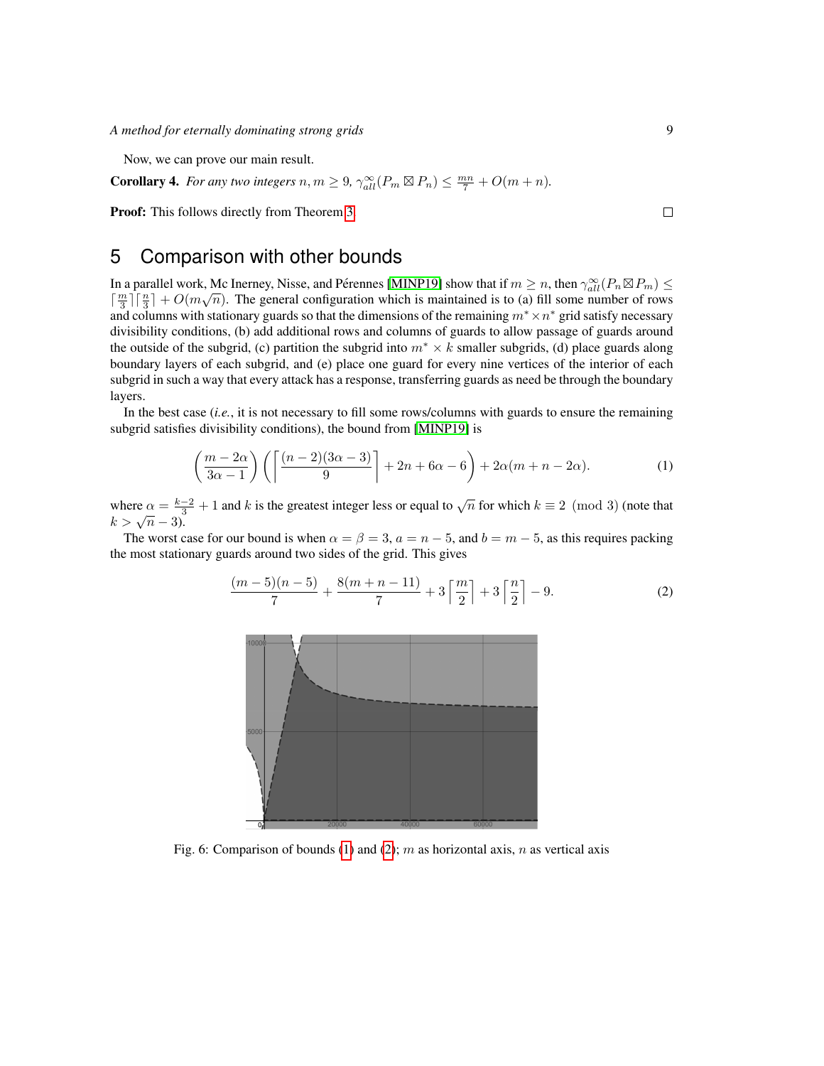Now, we can prove our main result.

**Corollary 4.** *For any two integers $n, m \geq 9$, $\gamma^{\infty}_{all}(P_m \boxtimes P_n) \leq \frac{mn}{7} + O(m+n)$.*

**Proof:** This follows directly from Theorem 3 $\square$

## 5 Comparison with other bounds

In a parallel work, Mc Inerney, Nisse, and Pérennes [MINP19] show that if $m \geq n$, then $\gamma^{\infty}_{all}(P_n \boxtimes P_m) \leq \lceil \frac{m}{3} \rceil \lceil \frac{n}{3} \rceil + O(m\sqrt{n})$. The general configuration which is maintained is to (a) fill some number of rows and columns with stationary guards so that the dimensions of the remaining $m^* \times n^*$ grid satisfy necessary divisibility conditions, (b) add additional rows and columns of guards to allow passage of guards around the outside of the subgrid, (c) partition the subgrid into $m^* \times k$ smaller subgrids, (d) place guards along boundary layers of each subgrid, and (e) place one guard for every nine vertices of the interior of each subgrid in such a way that every attack has a response, transferring guards as need be through the boundary layers.

In the best case (*i.e.*, it is not necessary to fill some rows/columns with guards to ensure the remaining subgrid satisfies divisibility conditions), the bound from [MINP19] is

$$\left(\frac{m-2\alpha}{3\alpha-1}\right)\left(\left\lceil \frac{(n-2)(3\alpha-3)}{9} \right\rceil + 2n + 6\alpha - 6\right) + 2\alpha(m+n-2\alpha). \tag{1}$$

where $\alpha = \frac{k-2}{3} + 1$ and $k$ is the greatest integer less or equal to $\sqrt{n}$ for which $k \equiv 2 \pmod 3$ (note that $k > \sqrt{n} - 3$).

The worst case for our bound is when $\alpha = \beta = 3$, $a = n-5$, and $b = m-5$, as this requires packing the most stationary guards around two sides of the grid. This gives

$$\frac{(m-5)(n-5)}{7} + \frac{8(m+n-11)}{7} + 3\left\lceil \frac{m}{2} \right\rceil + 3\left\lceil \frac{n}{2} \right\rceil - 9. \tag{2}$$

Fig. 6: Comparison of bounds (1) and (2); $m$ as horizontal axis, $n$ as vertical axis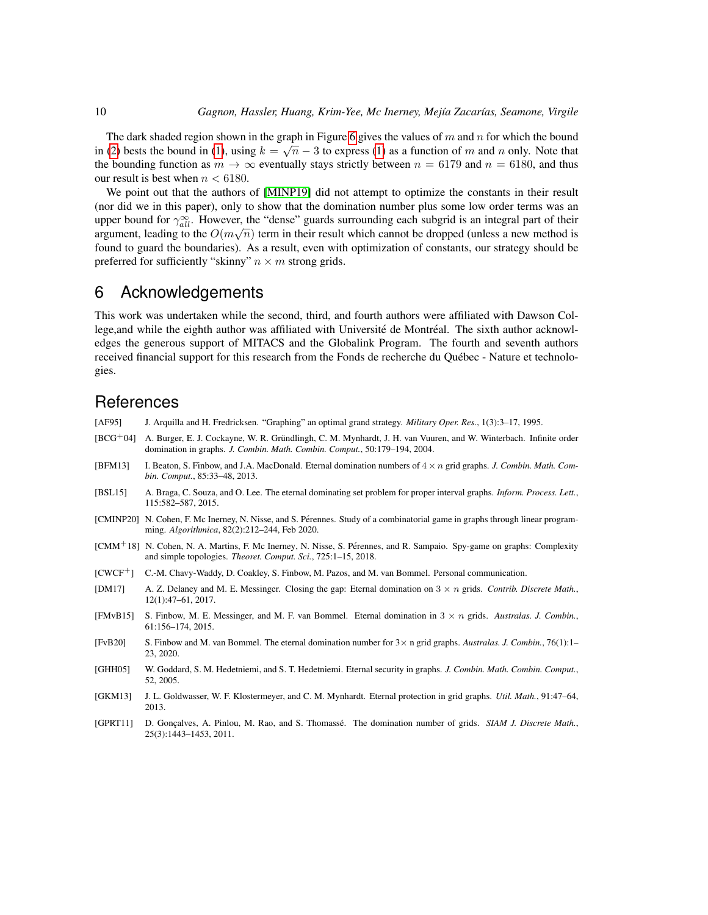The dark shaded region shown in the graph in Figure 6 gives the values of $m$ and $n$ for which the bound in (2) bests the bound in (1), using $k = \sqrt{n} - 3$ to express (1) as a function of $m$ and $n$ only. Note that the bounding function as $m \to \infty$ eventually stays strictly between $n = 6179$ and $n = 6180$, and thus our result is best when $n < 6180$.

We point out that the authors of [MINP19] did not attempt to optimize the constants in their result (nor did we in this paper), only to show that the domination number plus some low order terms was an upper bound for $\gamma_{all}^{\infty}$. However, the "dense" guards surrounding each subgrid is an integral part of their argument, leading to the $O(m\sqrt{n})$ term in their result which cannot be dropped (unless a new method is found to guard the boundaries). As a result, even with optimization of constants, our strategy should be preferred for sufficiently "skinny" $n \times m$ strong grids.

## 6 Acknowledgements

This work was undertaken while the second, third, and fourth authors were affiliated with Dawson College,and while the eighth author was affiliated with Université de Montréal. The sixth author acknowledges the generous support of MITACS and the Globalink Program. The fourth and seventh authors received financial support for this research from the Fonds de recherche du Québec - Nature et technologies.

## References

[AF95] J. Arquilla and H. Fredricksen. "Graphing" an optimal grand strategy. *Military Oper. Res.*, 1(3):3–17, 1995.

[BCG+04] A. Burger, E. J. Cockayne, W. R. Gründlingh, C. M. Mynhardt, J. H. van Vuuren, and W. Winterbach. Infinite order domination in graphs. *J. Combin. Math. Combin. Comput.*, 50:179–194, 2004.

[BFM13] I. Beaton, S. Finbow, and J.A. MacDonald. Eternal domination numbers of $4 \times n$ grid graphs. *J. Combin. Math. Combin. Comput.*, 85:33–48, 2013.

[BSL15] A. Braga, C. Souza, and O. Lee. The eternal dominating set problem for proper interval graphs. *Inform. Process. Lett.*, 115:582–587, 2015.

[CMINP20] N. Cohen, F. Mc Inerney, N. Nisse, and S. Pérennes. Study of a combinatorial game in graphs through linear programming. *Algorithmica*, 82(2):212–244, Feb 2020.

[CMM+18] N. Cohen, N. A. Martins, F. Mc Inerney, N. Nisse, S. Pérennes, and R. Sampaio. Spy-game on graphs: Complexity and simple topologies. *Theoret. Comput. Sci.*, 725:1–15, 2018.

[CWCF+] C.-M. Chavy-Waddy, D. Coakley, S. Finbow, M. Pazos, and M. van Bommel. Personal communication.

[DM17] A. Z. Delaney and M. E. Messinger. Closing the gap: Eternal domination on $3 \times n$ grids. *Contrib. Discrete Math.*, 12(1):47–61, 2017.

[FMvB15] S. Finbow, M. E. Messinger, and M. F. van Bommel. Eternal domination in $3 \times n$ grids. *Australas. J. Combin.*, 61:156–174, 2015.

[FvB20] S. Finbow and M. van Bommel. The eternal domination number for $3\times$ n grid graphs. *Australas. J. Combin.*, 76(1):1–23, 2020.

[GHH05] W. Goddard, S. M. Hedetniemi, and S. T. Hedetniemi. Eternal security in graphs. *J. Combin. Math. Combin. Comput.*, 52, 2005.

[GKM13] J. L. Goldwasser, W. F. Klostermeyer, and C. M. Mynhardt. Eternal protection in grid graphs. *Util. Math.*, 91:47–64, 2013.

[GPRT11] D. Gonçalves, A. Pinlou, M. Rao, and S. Thomassé. The domination number of grids. *SIAM J. Discrete Math.*, 25(3):1443–1453, 2011.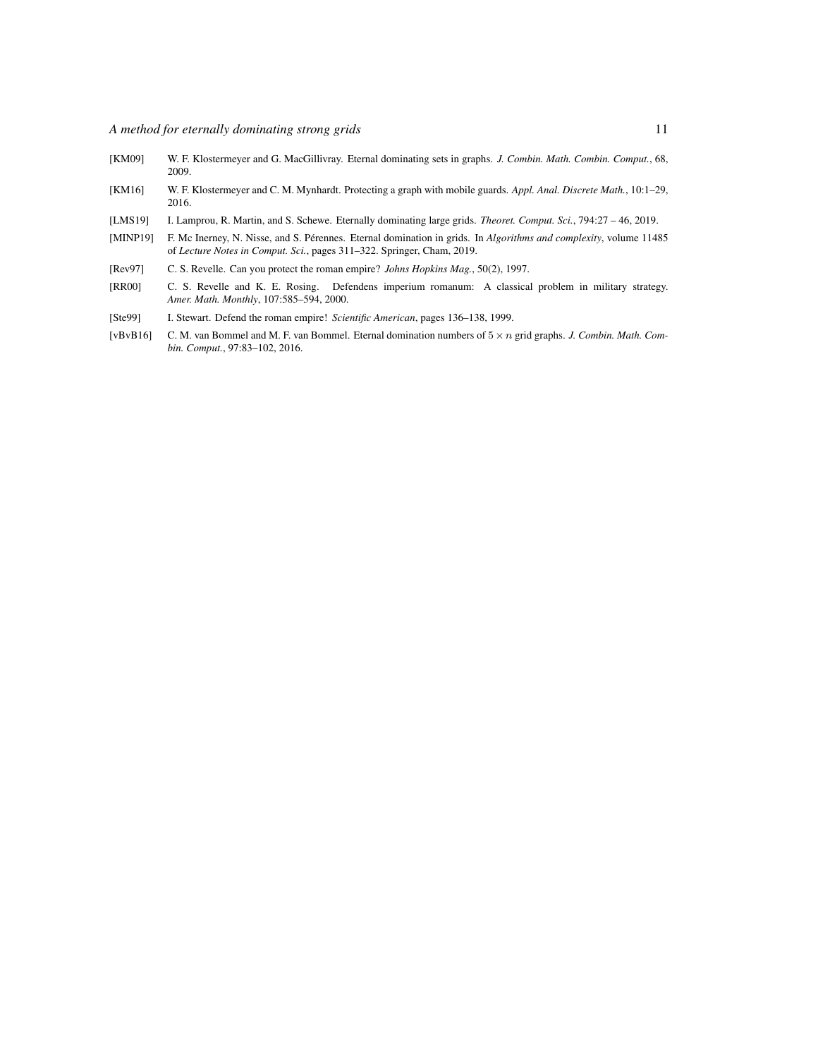[KM09] W. F. Klostermeyer and G. MacGillivray. Eternal dominating sets in graphs. *J. Combin. Math. Combin. Comput.*, 68, 2009.

[KM16] W. F. Klostermeyer and C. M. Mynhardt. Protecting a graph with mobile guards. *Appl. Anal. Discrete Math.*, 10:1–29, 2016.

[LMS19] I. Lamprou, R. Martin, and S. Schewe. Eternally dominating large grids. *Theoret. Comput. Sci.*, 794:27 – 46, 2019.

[MINP19] F. Mc Inerney, N. Nisse, and S. Pérennes. Eternal domination in grids. In *Algorithms and complexity*, volume 11485 of *Lecture Notes in Comput. Sci.*, pages 311–322. Springer, Cham, 2019.

[Rev97] C. S. Revelle. Can you protect the roman empire? *Johns Hopkins Mag.*, 50(2), 1997.

[RR00] C. S. Revelle and K. E. Rosing. Defendens imperium romanum: A classical problem in military strategy. *Amer. Math. Monthly*, 107:585–594, 2000.

[Ste99] I. Stewart. Defend the roman empire! *Scientific American*, pages 136–138, 1999.

[vBvB16] C. M. van Bommel and M. F. van Bommel. Eternal domination numbers of $5 \times n$ grid graphs. *J. Combin. Math. Combin. Comput.*, 97:83–102, 2016.